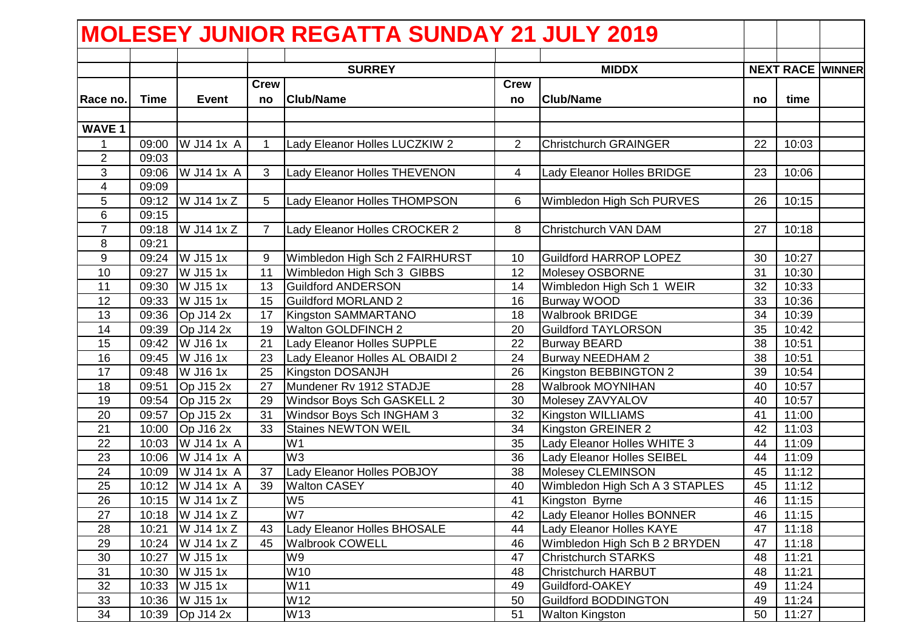# MOLESEY JUNIOR REGATTA SUNDAY 21 JULY 2019

| | | | SURREY | | MIDDX | | NEXT RACE | | WINNER |
|---|---|---|---|---|---|---|---|---|---|
| Race no. | Time | Event | Crew no | Club/Name | Crew no | Club/Name | no | time | |
| WAVE 1 | | | | | | | | | |
| 1 | 09:00 | W J14 1x A | 1 | Lady Eleanor Holles LUCZKIW 2 | 2 | Christchurch GRAINGER | 22 | 10:03 | |
| 2 | 09:03 | | | | | | | | |
| 3 | 09:06 | W J14 1x A | 3 | Lady Eleanor Holles THEVENON | 4 | Lady Eleanor Holles BRIDGE | 23 | 10:06 | |
| 4 | 09:09 | | | | | | | | |
| 5 | 09:12 | W J14 1x Z | 5 | Lady Eleanor Holles THOMPSON | 6 | Wimbledon High Sch PURVES | 26 | 10:15 | |
| 6 | 09:15 | | | | | | | | |
| 7 | 09:18 | W J14 1x Z | 7 | Lady Eleanor Holles CROCKER 2 | 8 | Christchurch VAN DAM | 27 | 10:18 | |
| 8 | 09:21 | | | | | | | | |
| 9 | 09:24 | W J15 1x | 9 | Wimbledon High Sch 2 FAIRHURST | 10 | Guildford HARROP LOPEZ | 30 | 10:27 | |
| 10 | 09:27 | W J15 1x | 11 | Wimbledon High Sch 3 GIBBS | 12 | Molesey OSBORNE | 31 | 10:30 | |
| 11 | 09:30 | W J15 1x | 13 | Guildford ANDERSON | 14 | Wimbledon High Sch 1 WEIR | 32 | 10:33 | |
| 12 | 09:33 | W J15 1x | 15 | Guildford MORLAND 2 | 16 | Burway WOOD | 33 | 10:36 | |
| 13 | 09:36 | Op J14 2x | 17 | Kingston SAMMARTANO | 18 | Walbrook BRIDGE | 34 | 10:39 | |
| 14 | 09:39 | Op J14 2x | 19 | Walton GOLDFINCH 2 | 20 | Guildford TAYLORSON | 35 | 10:42 | |
| 15 | 09:42 | W J16 1x | 21 | Lady Eleanor Holles SUPPLE | 22 | Burway BEARD | 38 | 10:51 | |
| 16 | 09:45 | W J16 1x | 23 | Lady Eleanor Holles AL OBAIDI 2 | 24 | Burway NEEDHAM 2 | 38 | 10:51 | |
| 17 | 09:48 | W J16 1x | 25 | Kingston DOSANJH | 26 | Kingston BEBBINGTON 2 | 39 | 10:54 | |
| 18 | 09:51 | Op J15 2x | 27 | Mundener Rv 1912 STADJE | 28 | Walbrook MOYNIHAN | 40 | 10:57 | |
| 19 | 09:54 | Op J15 2x | 29 | Windsor Boys Sch GASKELL 2 | 30 | Molesey ZAVYALOV | 40 | 10:57 | |
| 20 | 09:57 | Op J15 2x | 31 | Windsor Boys Sch INGHAM 3 | 32 | Kingston WILLIAMS | 41 | 11:00 | |
| 21 | 10:00 | Op J16 2x | 33 | Staines NEWTON WEIL | 34 | Kingston GREINER 2 | 42 | 11:03 | |
| 22 | 10:03 | W J14 1x A | | W1 | 35 | Lady Eleanor Holles WHITE 3 | 44 | 11:09 | |
| 23 | 10:06 | W J14 1x A | | W3 | 36 | Lady Eleanor Holles SEIBEL | 44 | 11:09 | |
| 24 | 10:09 | W J14 1x A | 37 | Lady Eleanor Holles POBJOY | 38 | Molesey CLEMINSON | 45 | 11:12 | |
| 25 | 10:12 | W J14 1x A | 39 | Walton CASEY | 40 | Wimbledon High Sch A 3 STAPLES | 45 | 11:12 | |
| 26 | 10:15 | W J14 1x Z | | W5 | 41 | Kingston Byrne | 46 | 11:15 | |
| 27 | 10:18 | W J14 1x Z | | W7 | 42 | Lady Eleanor Holles BONNER | 46 | 11:15 | |
| 28 | 10:21 | W J14 1x Z | 43 | Lady Eleanor Holles BHOSALE | 44 | Lady Eleanor Holles KAYE | 47 | 11:18 | |
| 29 | 10:24 | W J14 1x Z | 45 | Walbrook COWELL | 46 | Wimbledon High Sch B 2 BRYDEN | 47 | 11:18 | |
| 30 | 10:27 | W J15 1x | | W9 | 47 | Christchurch STARKS | 48 | 11:21 | |
| 31 | 10:30 | W J15 1x | | W10 | 48 | Christchurch HARBUT | 48 | 11:21 | |
| 32 | 10:33 | W J15 1x | | W11 | 49 | Guildford-OAKEY | 49 | 11:24 | |
| 33 | 10:36 | W J15 1x | | W12 | 50 | Guildford BODDINGTON | 49 | 11:24 | |
| 34 | 10:39 | Op J14 2x | | W13 | 51 | Walton Kingston | 50 | 11:27 | |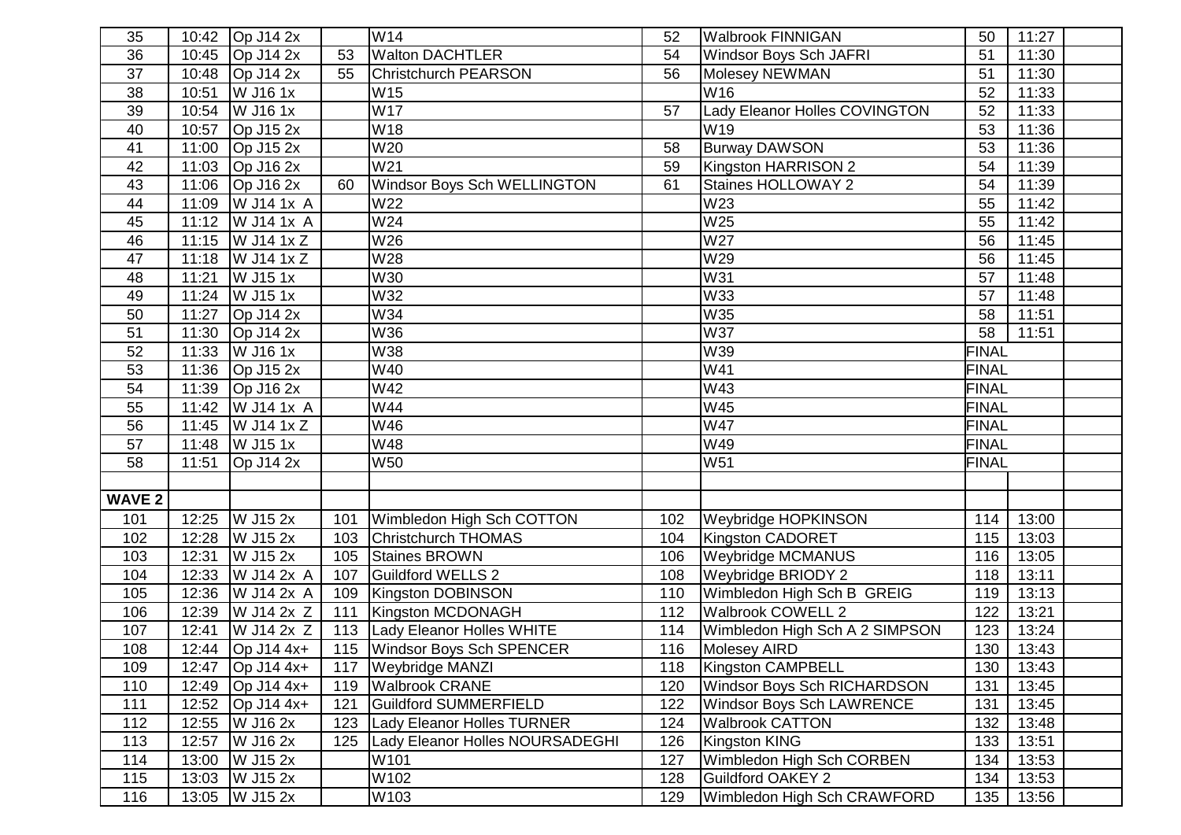| | | | | | | | | | |
|---|---|---|---|---|---|---|---|---|---|
| 35 | 10:42 | Op J14 2x | | W14 | 52 | Walbrook FINNIGAN | 50 | 11:27 | |
| 36 | 10:45 | Op J14 2x | 53 | Walton DACHTLER | 54 | Windsor Boys Sch JAFRI | 51 | 11:30 | |
| 37 | 10:48 | Op J14 2x | 55 | Christchurch PEARSON | 56 | Molesey NEWMAN | 51 | 11:30 | |
| 38 | 10:51 | W J16 1x | | W15 | | W16 | 52 | 11:33 | |
| 39 | 10:54 | W J16 1x | | W17 | 57 | Lady Eleanor Holles COVINGTON | 52 | 11:33 | |
| 40 | 10:57 | Op J15 2x | | W18 | | W19 | 53 | 11:36 | |
| 41 | 11:00 | Op J15 2x | | W20 | 58 | Burway DAWSON | 53 | 11:36 | |
| 42 | 11:03 | Op J16 2x | | W21 | 59 | Kingston HARRISON 2 | 54 | 11:39 | |
| 43 | 11:06 | Op J16 2x | 60 | Windsor Boys Sch WELLINGTON | 61 | Staines HOLLOWAY 2 | 54 | 11:39 | |
| 44 | 11:09 | W J14 1x A | | W22 | | W23 | 55 | 11:42 | |
| 45 | 11:12 | W J14 1x A | | W24 | | W25 | 55 | 11:42 | |
| 46 | 11:15 | W J14 1x Z | | W26 | | W27 | 56 | 11:45 | |
| 47 | 11:18 | W J14 1x Z | | W28 | | W29 | 56 | 11:45 | |
| 48 | 11:21 | W J15 1x | | W30 | | W31 | 57 | 11:48 | |
| 49 | 11:24 | W J15 1x | | W32 | | W33 | 57 | 11:48 | |
| 50 | 11:27 | Op J14 2x | | W34 | | W35 | 58 | 11:51 | |
| 51 | 11:30 | Op J14 2x | | W36 | | W37 | 58 | 11:51 | |
| 52 | 11:33 | W J16 1x | | W38 | | W39 | FINAL | | |
| 53 | 11:36 | Op J15 2x | | W40 | | W41 | FINAL | | |
| 54 | 11:39 | Op J16 2x | | W42 | | W43 | FINAL | | |
| 55 | 11:42 | W J14 1x A | | W44 | | W45 | FINAL | | |
| 56 | 11:45 | W J14 1x Z | | W46 | | W47 | FINAL | | |
| 57 | 11:48 | W J15 1x | | W48 | | W49 | FINAL | | |
| 58 | 11:51 | Op J14 2x | | W50 | | W51 | FINAL | | |
| | | | | | | | | | |
| **WAVE 2** | | | | | | | | | |
| 101 | 12:25 | W J15 2x | 101 | Wimbledon High Sch COTTON | 102 | Weybridge HOPKINSON | 114 | 13:00 | |
| 102 | 12:28 | W J15 2x | 103 | Christchurch THOMAS | 104 | Kingston CADORET | 115 | 13:03 | |
| 103 | 12:31 | W J15 2x | 105 | Staines BROWN | 106 | Weybridge MCMANUS | 116 | 13:05 | |
| 104 | 12:33 | W J14 2x A | 107 | Guildford WELLS 2 | 108 | Weybridge BRIODY 2 | 118 | 13:11 | |
| 105 | 12:36 | W J14 2x A | 109 | Kingston DOBINSON | 110 | Wimbledon High Sch B GREIG | 119 | 13:13 | |
| 106 | 12:39 | W J14 2x Z | 111 | Kingston MCDONAGH | 112 | Walbrook COWELL 2 | 122 | 13:21 | |
| 107 | 12:41 | W J14 2x Z | 113 | Lady Eleanor Holles WHITE | 114 | Wimbledon High Sch A 2 SIMPSON | 123 | 13:24 | |
| 108 | 12:44 | Op J14 4x+ | 115 | Windsor Boys Sch SPENCER | 116 | Molesey AIRD | 130 | 13:43 | |
| 109 | 12:47 | Op J14 4x+ | 117 | Weybridge MANZI | 118 | Kingston CAMPBELL | 130 | 13:43 | |
| 110 | 12:49 | Op J14 4x+ | 119 | Walbrook CRANE | 120 | Windsor Boys Sch RICHARDSON | 131 | 13:45 | |
| 111 | 12:52 | Op J14 4x+ | 121 | Guildford SUMMERFIELD | 122 | Windsor Boys Sch LAWRENCE | 131 | 13:45 | |
| 112 | 12:55 | W J16 2x | 123 | Lady Eleanor Holles TURNER | 124 | Walbrook CATTON | 132 | 13:48 | |
| 113 | 12:57 | W J16 2x | 125 | Lady Eleanor Holles NOURSADEGHI | 126 | Kingston KING | 133 | 13:51 | |
| 114 | 13:00 | W J15 2x | | W101 | 127 | Wimbledon High Sch CORBEN | 134 | 13:53 | |
| 115 | 13:03 | W J15 2x | | W102 | 128 | Guildford OAKEY 2 | 134 | 13:53 | |
| 116 | 13:05 | W J15 2x | | W103 | 129 | Wimbledon High Sch CRAWFORD | 135 | 13:56 | |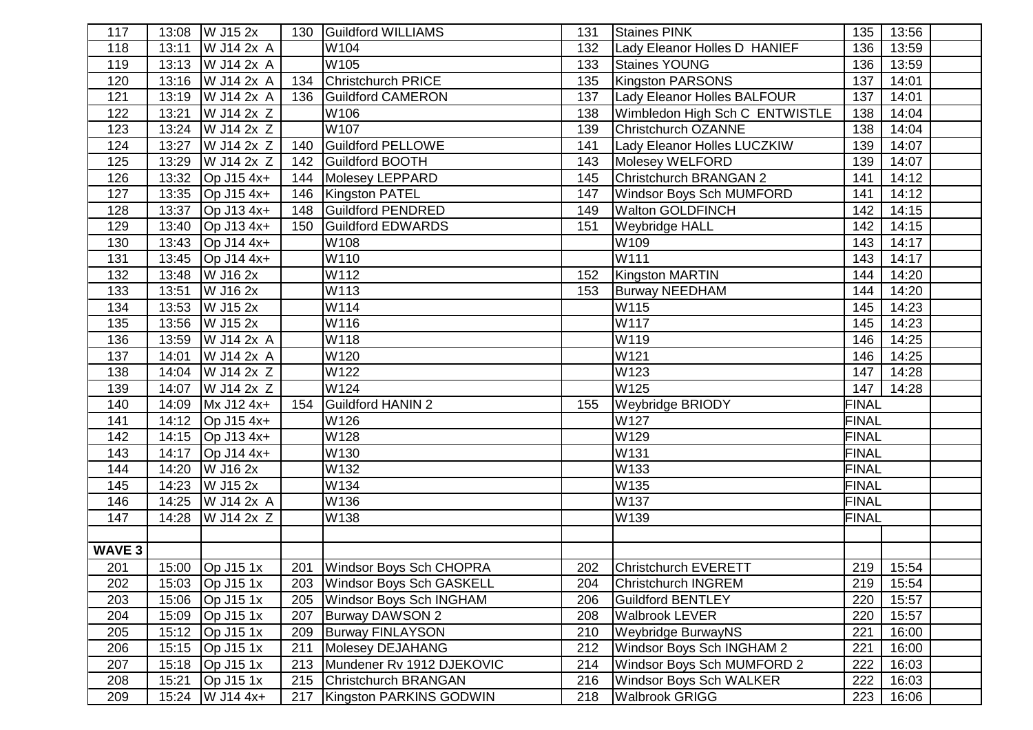| 117 | 13:08 | W J15 2x | 130 | Guildford WILLIAMS | 131 | Staines PINK | 135 | 13:56 | |
|---|---|---|---|---|---|---|---|---|---|
| 118 | 13:11 | W J14 2x A | | W104 | 132 | Lady Eleanor Holles D HANIEF | 136 | 13:59 | |
| 119 | 13:13 | W J14 2x A | | W105 | 133 | Staines YOUNG | 136 | 13:59 | |
| 120 | 13:16 | W J14 2x A | 134 | Christchurch PRICE | 135 | Kingston PARSONS | 137 | 14:01 | |
| 121 | 13:19 | W J14 2x A | 136 | Guildford CAMERON | 137 | Lady Eleanor Holles BALFOUR | 137 | 14:01 | |
| 122 | 13:21 | W J14 2x Z | | W106 | 138 | Wimbledon High Sch C ENTWISTLE | 138 | 14:04 | |
| 123 | 13:24 | W J14 2x Z | | W107 | 139 | Christchurch OZANNE | 138 | 14:04 | |
| 124 | 13:27 | W J14 2x Z | 140 | Guildford PELLOWE | 141 | Lady Eleanor Holles LUCZKIW | 139 | 14:07 | |
| 125 | 13:29 | W J14 2x Z | 142 | Guildford BOOTH | 143 | Molesey WELFORD | 139 | 14:07 | |
| 126 | 13:32 | Op J15 4x+ | 144 | Molesey LEPPARD | 145 | Christchurch BRANGAN 2 | 141 | 14:12 | |
| 127 | 13:35 | Op J15 4x+ | 146 | Kingston PATEL | 147 | Windsor Boys Sch MUMFORD | 141 | 14:12 | |
| 128 | 13:37 | Op J13 4x+ | 148 | Guildford PENDRED | 149 | Walton GOLDFINCH | 142 | 14:15 | |
| 129 | 13:40 | Op J13 4x+ | 150 | Guildford EDWARDS | 151 | Weybridge HALL | 142 | 14:15 | |
| 130 | 13:43 | Op J14 4x+ | | W108 | | W109 | 143 | 14:17 | |
| 131 | 13:45 | Op J14 4x+ | | W110 | | W111 | 143 | 14:17 | |
| 132 | 13:48 | W J16 2x | | W112 | 152 | Kingston MARTIN | 144 | 14:20 | |
| 133 | 13:51 | W J16 2x | | W113 | 153 | Burway NEEDHAM | 144 | 14:20 | |
| 134 | 13:53 | W J15 2x | | W114 | | W115 | 145 | 14:23 | |
| 135 | 13:56 | W J15 2x | | W116 | | W117 | 145 | 14:23 | |
| 136 | 13:59 | W J14 2x A | | W118 | | W119 | 146 | 14:25 | |
| 137 | 14:01 | W J14 2x A | | W120 | | W121 | 146 | 14:25 | |
| 138 | 14:04 | W J14 2x Z | | W122 | | W123 | 147 | 14:28 | |
| 139 | 14:07 | W J14 2x Z | | W124 | | W125 | 147 | 14:28 | |
| 140 | 14:09 | Mx J12 4x+ | 154 | Guildford HANIN 2 | 155 | Weybridge BRIODY | FINAL | | |
| 141 | 14:12 | Op J15 4x+ | | W126 | | W127 | FINAL | | |
| 142 | 14:15 | Op J13 4x+ | | W128 | | W129 | FINAL | | |
| 143 | 14:17 | Op J14 4x+ | | W130 | | W131 | FINAL | | |
| 144 | 14:20 | W J16 2x | | W132 | | W133 | FINAL | | |
| 145 | 14:23 | W J15 2x | | W134 | | W135 | FINAL | | |
| 146 | 14:25 | W J14 2x A | | W136 | | W137 | FINAL | | |
| 147 | 14:28 | W J14 2x Z | | W138 | | W139 | FINAL | | |
| | | | | | | | | | |
| **WAVE 3** | | | | | | | | | |
| 201 | 15:00 | Op J15 1x | 201 | Windsor Boys Sch CHOPRA | 202 | Christchurch EVERETT | 219 | 15:54 | |
| 202 | 15:03 | Op J15 1x | 203 | Windsor Boys Sch GASKELL | 204 | Christchurch INGREM | 219 | 15:54 | |
| 203 | 15:06 | Op J15 1x | 205 | Windsor Boys Sch INGHAM | 206 | Guildford BENTLEY | 220 | 15:57 | |
| 204 | 15:09 | Op J15 1x | 207 | Burway DAWSON 2 | 208 | Walbrook LEVER | 220 | 15:57 | |
| 205 | 15:12 | Op J15 1x | 209 | Burway FINLAYSON | 210 | Weybridge BurwayNS | 221 | 16:00 | |
| 206 | 15:15 | Op J15 1x | 211 | Molesey DEJAHANG | 212 | Windsor Boys Sch INGHAM 2 | 221 | 16:00 | |
| 207 | 15:18 | Op J15 1x | 213 | Mundener Rv 1912 DJEKOVIC | 214 | Windsor Boys Sch MUMFORD 2 | 222 | 16:03 | |
| 208 | 15:21 | Op J15 1x | 215 | Christchurch BRANGAN | 216 | Windsor Boys Sch WALKER | 222 | 16:03 | |
| 209 | 15:24 | W J14 4x+ | 217 | Kingston PARKINS GODWIN | 218 | Walbrook GRIGG | 223 | 16:06 | |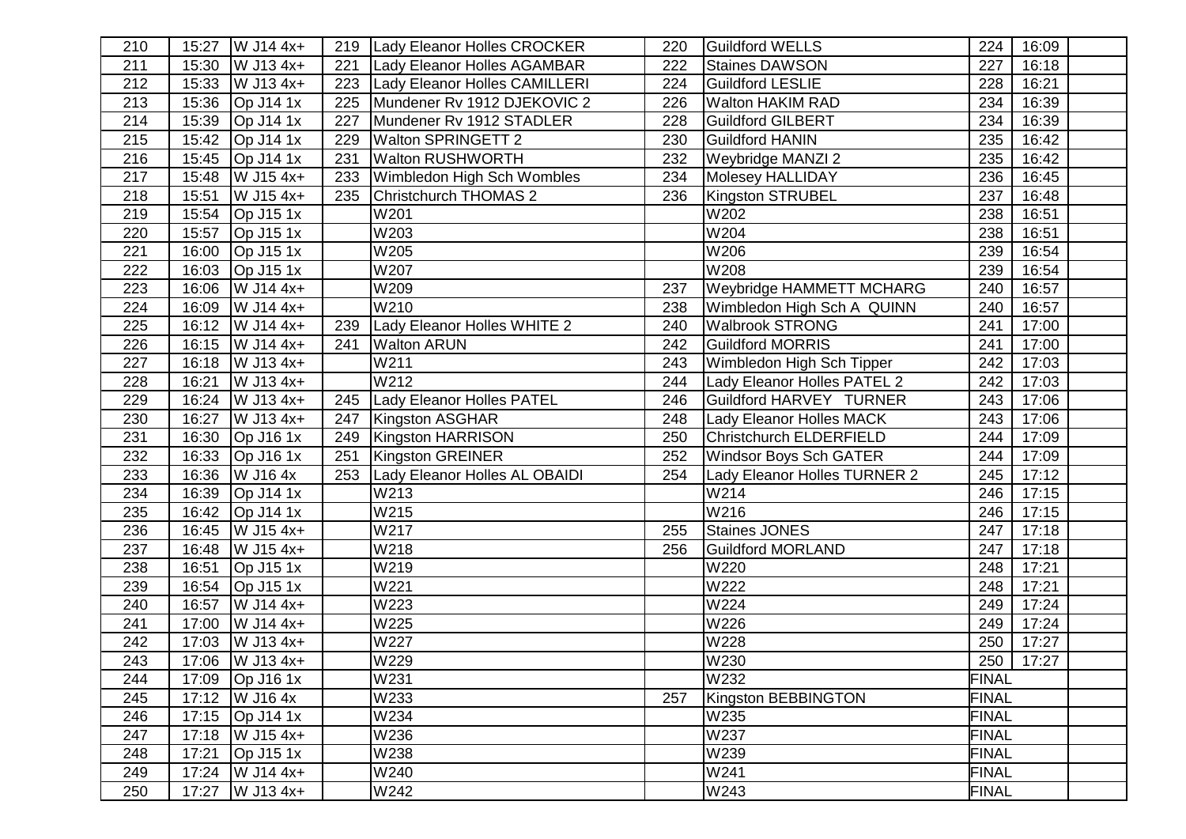| | | | | | | | | | |
|---|---|---|---|---|---|---|---|---|---|
| 210 | 15:27 | W J14 4x+ | 219 | Lady Eleanor Holles CROCKER | 220 | Guildford WELLS | 224 | 16:09 | |
| 211 | 15:30 | W J13 4x+ | 221 | Lady Eleanor Holles AGAMBAR | 222 | Staines DAWSON | 227 | 16:18 | |
| 212 | 15:33 | W J13 4x+ | 223 | Lady Eleanor Holles CAMILLERI | 224 | Guildford LESLIE | 228 | 16:21 | |
| 213 | 15:36 | Op J14 1x | 225 | Mundener Rv 1912 DJEKOVIC 2 | 226 | Walton HAKIM RAD | 234 | 16:39 | |
| 214 | 15:39 | Op J14 1x | 227 | Mundener Rv 1912 STADLER | 228 | Guildford GILBERT | 234 | 16:39 | |
| 215 | 15:42 | Op J14 1x | 229 | Walton SPRINGETT 2 | 230 | Guildford HANIN | 235 | 16:42 | |
| 216 | 15:45 | Op J14 1x | 231 | Walton RUSHWORTH | 232 | Weybridge MANZI 2 | 235 | 16:42 | |
| 217 | 15:48 | W J15 4x+ | 233 | Wimbledon High Sch Wombles | 234 | Molesey HALLIDAY | 236 | 16:45 | |
| 218 | 15:51 | W J15 4x+ | 235 | Christchurch THOMAS 2 | 236 | Kingston STRUBEL | 237 | 16:48 | |
| 219 | 15:54 | Op J15 1x | | W201 | | W202 | 238 | 16:51 | |
| 220 | 15:57 | Op J15 1x | | W203 | | W204 | 238 | 16:51 | |
| 221 | 16:00 | Op J15 1x | | W205 | | W206 | 239 | 16:54 | |
| 222 | 16:03 | Op J15 1x | | W207 | | W208 | 239 | 16:54 | |
| 223 | 16:06 | W J14 4x+ | | W209 | 237 | Weybridge HAMMETT MCHARG | 240 | 16:57 | |
| 224 | 16:09 | W J14 4x+ | | W210 | 238 | Wimbledon High Sch A QUINN | 240 | 16:57 | |
| 225 | 16:12 | W J14 4x+ | 239 | Lady Eleanor Holles WHITE 2 | 240 | Walbrook STRONG | 241 | 17:00 | |
| 226 | 16:15 | W J14 4x+ | 241 | Walton ARUN | 242 | Guildford MORRIS | 241 | 17:00 | |
| 227 | 16:18 | W J13 4x+ | | W211 | 243 | Wimbledon High Sch Tipper | 242 | 17:03 | |
| 228 | 16:21 | W J13 4x+ | | W212 | 244 | Lady Eleanor Holles PATEL 2 | 242 | 17:03 | |
| 229 | 16:24 | W J13 4x+ | 245 | Lady Eleanor Holles PATEL | 246 | Guildford HARVEY TURNER | 243 | 17:06 | |
| 230 | 16:27 | W J13 4x+ | 247 | Kingston ASGHAR | 248 | Lady Eleanor Holles MACK | 243 | 17:06 | |
| 231 | 16:30 | Op J16 1x | 249 | Kingston HARRISON | 250 | Christchurch ELDERFIELD | 244 | 17:09 | |
| 232 | 16:33 | Op J16 1x | 251 | Kingston GREINER | 252 | Windsor Boys Sch GATER | 244 | 17:09 | |
| 233 | 16:36 | W J16 4x | 253 | Lady Eleanor Holles AL OBAIDI | 254 | Lady Eleanor Holles TURNER 2 | 245 | 17:12 | |
| 234 | 16:39 | Op J14 1x | | W213 | | W214 | 246 | 17:15 | |
| 235 | 16:42 | Op J14 1x | | W215 | | W216 | 246 | 17:15 | |
| 236 | 16:45 | W J15 4x+ | | W217 | 255 | Staines JONES | 247 | 17:18 | |
| 237 | 16:48 | W J15 4x+ | | W218 | 256 | Guildford MORLAND | 247 | 17:18 | |
| 238 | 16:51 | Op J15 1x | | W219 | | W220 | 248 | 17:21 | |
| 239 | 16:54 | Op J15 1x | | W221 | | W222 | 248 | 17:21 | |
| 240 | 16:57 | W J14 4x+ | | W223 | | W224 | 249 | 17:24 | |
| 241 | 17:00 | W J14 4x+ | | W225 | | W226 | 249 | 17:24 | |
| 242 | 17:03 | W J13 4x+ | | W227 | | W228 | 250 | 17:27 | |
| 243 | 17:06 | W J13 4x+ | | W229 | | W230 | 250 | 17:27 | |
| 244 | 17:09 | Op J16 1x | | W231 | | W232 | FINAL | | |
| 245 | 17:12 | W J16 4x | | W233 | 257 | Kingston BEBBINGTON | FINAL | | |
| 246 | 17:15 | Op J14 1x | | W234 | | W235 | FINAL | | |
| 247 | 17:18 | W J15 4x+ | | W236 | | W237 | FINAL | | |
| 248 | 17:21 | Op J15 1x | | W238 | | W239 | FINAL | | |
| 249 | 17:24 | W J14 4x+ | | W240 | | W241 | FINAL | | |
| 250 | 17:27 | W J13 4x+ | | W242 | | W243 | FINAL | | |